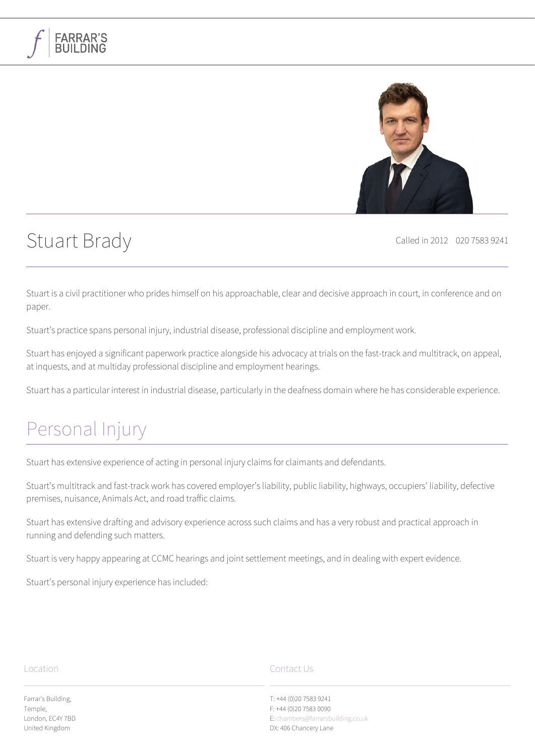# Stuart Brady

Called in 2012 020 7583 9241

Stuart is a civil practitioner who prides himself on his approachable, clear and decisive approach in court, in conference and on paper.

Stuart's practice spans personal injury, industrial disease, professional discipline and employment work.

Stuart has enjoyed a significant paperwork practice alongside his advocacy at trials on the fast-track and multitrack, on appeal, at inquests, and at multiday professional discipline and employment hearings.

Stuart has a particular interest in industrial disease, particularly in the deafness domain where he has considerable experience.

## Personal Injury

Stuart has extensive experience of acting in personal injury claims for claimants and defendants.

Stuart's multitrack and fast-track work has covered employer's liability, public liability, highways, occupiers' liability, defective premises, nuisance, Animals Act, and road traffic claims.

Stuart has extensive drafting and advisory experience across such claims and has a very robust and practical approach in running and defending such matters.

Stuart is very happy appearing at CCMC hearings and joint settlement meetings, and in dealing with expert evidence.

Stuart's personal injury experience has included: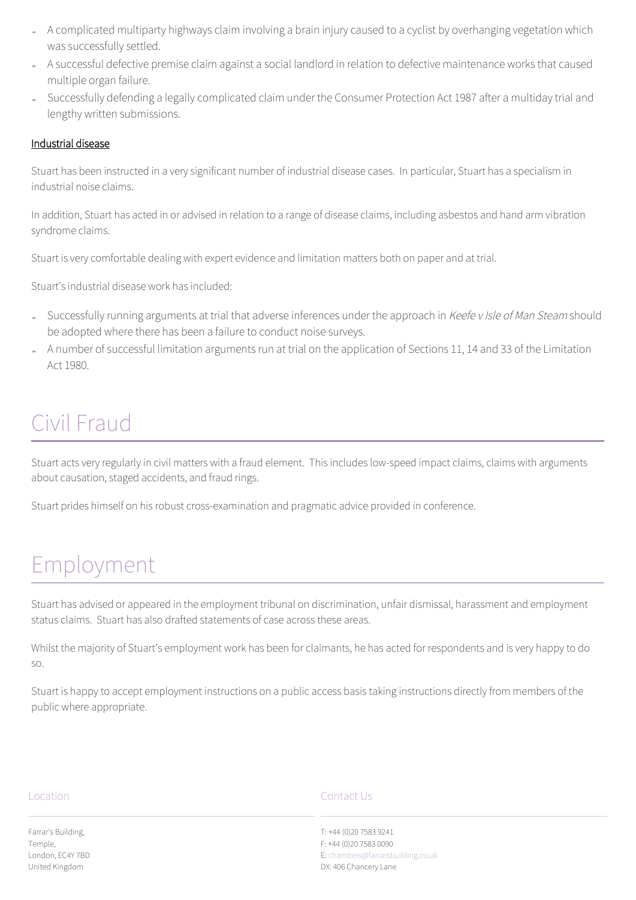- A complicated multiparty highways claim involving a brain injury caused to a cyclist by overhanging vegetation which was successfully settled.
- A successful defective premise claim against a social landlord in relation to defective maintenance works that caused multiple organ failure.
- Successfully defending a legally complicated claim under the Consumer Protection Act 1987 after a multiday trial and lengthy written submissions.

### Industrial disease

Stuart has been instructed in a very significant number of industrial disease cases. In particular, Stuart has a specialism in industrial noise claims.

In addition, Stuart has acted in or advised in relation to a range of disease claims, including asbestos and hand arm vibration syndrome claims.

Stuart is very comfortable dealing with expert evidence and limitation matters both on paper and at trial.

Stuart's industrial disease work has included:

- Successfully running arguments at trial that adverse inferences under the approach in *Keefe v Isle of Man Steam* should be adopted where there has been a failure to conduct noise surveys.
- A number of successful limitation arguments run at trial on the application of Sections 11, 14 and 33 of the Limitation Act 1980.

# Civil Fraud

Stuart acts very regularly in civil matters with a fraud element. This includes low-speed impact claims, claims with arguments about causation, staged accidents, and fraud rings.

Stuart prides himself on his robust cross-examination and pragmatic advice provided in conference.

# Employment

Stuart has advised or appeared in the employment tribunal on discrimination, unfair dismissal, harassment and employment status claims. Stuart has also drafted statements of case across these areas.

Whilst the majority of Stuart's employment work has been for claimants, he has acted for respondents and is very happy to do so.

Stuart is happy to accept employment instructions on a public access basis taking instructions directly from members of the public where appropriate.

Location

Farrar's Building,
Temple,
London, EC4Y 7BD
United Kingdom

Contact Us

T: +44 (0)20 7583 9241
F: +44 (0)20 7583 0090
E: chambers@farrarsbuilding.co.uk
DX: 406 Chancery Lane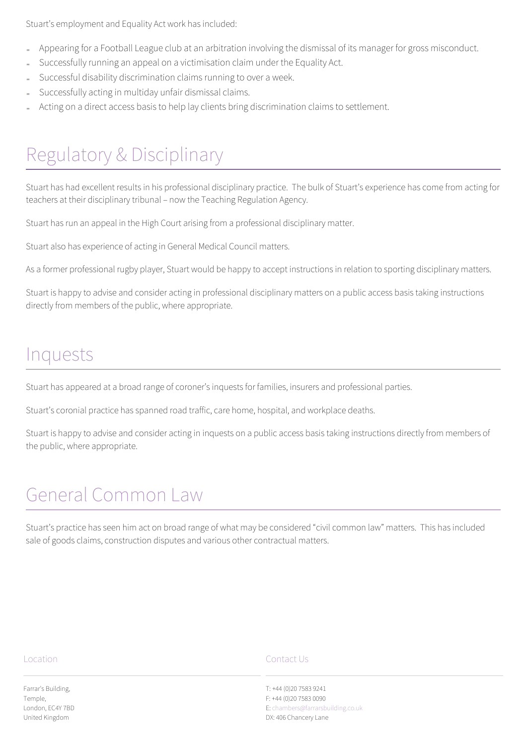Stuart's employment and Equality Act work has included:

- Appearing for a Football League club at an arbitration involving the dismissal of its manager for gross misconduct.
- Successfully running an appeal on a victimisation claim under the Equality Act.
- Successful disability discrimination claims running to over a week.
- Successfully acting in multiday unfair dismissal claims.
- Acting on a direct access basis to help lay clients bring discrimination claims to settlement.

## Regulatory & Disciplinary

Stuart has had excellent results in his professional disciplinary practice.  The bulk of Stuart's experience has come from acting for teachers at their disciplinary tribunal – now the Teaching Regulation Agency.

Stuart has run an appeal in the High Court arising from a professional disciplinary matter.

Stuart also has experience of acting in General Medical Council matters.

As a former professional rugby player, Stuart would be happy to accept instructions in relation to sporting disciplinary matters.

Stuart is happy to advise and consider acting in professional disciplinary matters on a public access basis taking instructions directly from members of the public, where appropriate.

## Inquests

Stuart has appeared at a broad range of coroner's inquests for families, insurers and professional parties.

Stuart's coronial practice has spanned road traffic, care home, hospital, and workplace deaths.

Stuart is happy to advise and consider acting in inquests on a public access basis taking instructions directly from members of the public, where appropriate.

## General Common Law

Stuart's practice has seen him act on broad range of what may be considered "civil common law" matters.  This has included sale of goods claims, construction disputes and various other contractual matters.

Location

Farrar's Building,
Temple,
London, EC4Y 7BD
United Kingdom

Contact Us

T: +44 (0)20 7583 9241
F: +44 (0)20 7583 0090
E: chambers@farrarsbuilding.co.uk
DX: 406 Chancery Lane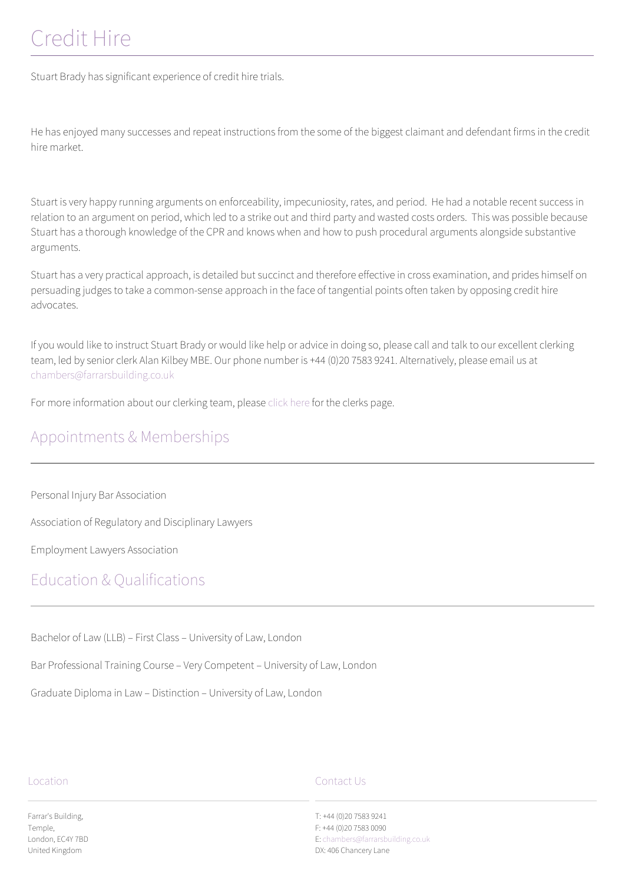# Credit Hire

Stuart Brady has significant experience of credit hire trials.

He has enjoyed many successes and repeat instructions from the some of the biggest claimant and defendant firms in the credit hire market.

Stuart is very happy running arguments on enforceability, impecuniosity, rates, and period. He had a notable recent success in relation to an argument on period, which led to a strike out and third party and wasted costs orders. This was possible because Stuart has a thorough knowledge of the CPR and knows when and how to push procedural arguments alongside substantive arguments.

Stuart has a very practical approach, is detailed but succinct and therefore effective in cross examination, and prides himself on persuading judges to take a common-sense approach in the face of tangential points often taken by opposing credit hire advocates.

If you would like to instruct Stuart Brady or would like help or advice in doing so, please call and talk to our excellent clerking team, led by senior clerk Alan Kilbey MBE. Our phone number is +44 (0)20 7583 9241. Alternatively, please email us at chambers@farrarsbuilding.co.uk

For more information about our clerking team, please click here for the clerks page.

## Appointments & Memberships

Personal Injury Bar Association

Association of Regulatory and Disciplinary Lawyers

Employment Lawyers Association

## Education & Qualifications

Bachelor of Law (LLB) – First Class – University of Law, London

Bar Professional Training Course – Very Competent – University of Law, London

Graduate Diploma in Law – Distinction – University of Law, London

### Location

Farrar's Building,
Temple,
London, EC4Y 7BD
United Kingdom

### Contact Us

T: +44 (0)20 7583 9241
F: +44 (0)20 7583 0090
E: chambers@farrarsbuilding.co.uk
DX: 406 Chancery Lane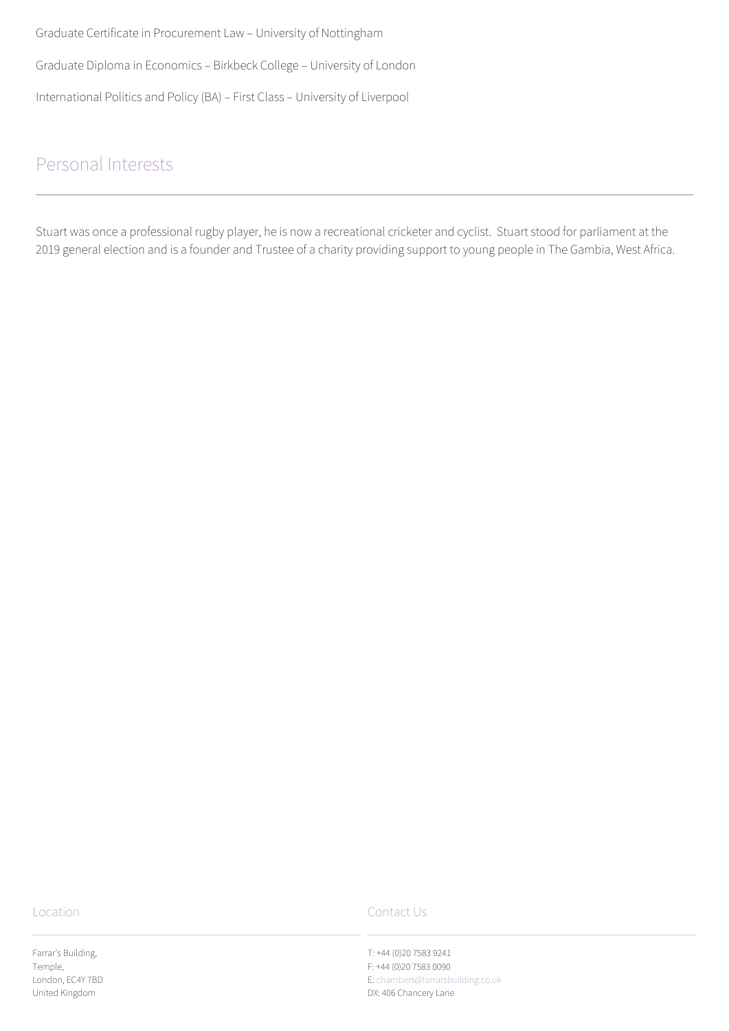Graduate Certificate in Procurement Law – University of Nottingham

Graduate Diploma in Economics – Birkbeck College – University of London

International Politics and Policy (BA) – First Class – University of Liverpool

## Personal Interests

Stuart was once a professional rugby player, he is now a recreational cricketer and cyclist. Stuart stood for parliament at the 2019 general election and is a founder and Trustee of a charity providing support to young people in The Gambia, West Africa.

### Location

Farrar's Building,
Temple,
London, EC4Y 7BD
United Kingdom

### Contact Us

T: +44 (0)20 7583 9241
F: +44 (0)20 7583 0090
E: chambers@farrarsbuilding.co.uk
DX: 406 Chancery Lane